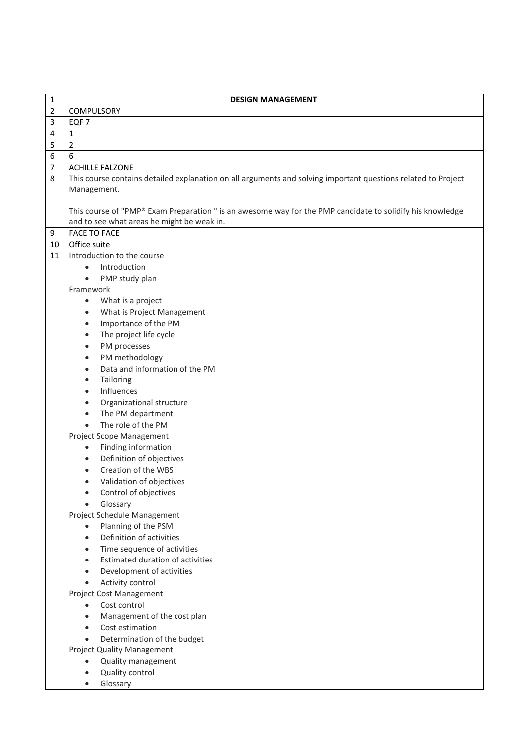| 1 | **DESIGN MANAGEMENT** |
|---|---|
| 2 | COMPULSORY |
| 3 | EQF 7 |
| 4 | 1 |
| 5 | 2 |
| 6 | 6 |
| 7 | ACHILLE FALZONE |
| 8 | This course contains detailed explanation on all arguments and solving important questions related to Project Management.<br><br>This course of "PMP® Exam Preparation " is an awesome way for the PMP candidate to solidify his knowledge and to see what areas he might be weak in. |
| 9 | FACE TO FACE |
| 10 | Office suite |
| 11 | Introduction to the course<br>• Introduction<br>• PMP study plan<br>Framework<br>• What is a project<br>• What is Project Management<br>• Importance of the PM<br>• The project life cycle<br>• PM processes<br>• PM methodology<br>• Data and information of the PM<br>• Tailoring<br>• Influences<br>• Organizational structure<br>• The PM department<br>• The role of the PM<br>Project Scope Management<br>• Finding information<br>• Definition of objectives<br>• Creation of the WBS<br>• Validation of objectives<br>• Control of objectives<br>• Glossary<br>Project Schedule Management<br>• Planning of the PSM<br>• Definition of activities<br>• Time sequence of activities<br>• Estimated duration of activities<br>• Development of activities<br>• Activity control<br>Project Cost Management<br>• Cost control<br>• Management of the cost plan<br>• Cost estimation<br>• Determination of the budget<br>Project Quality Management<br>• Quality management<br>• Quality control<br>• Glossary |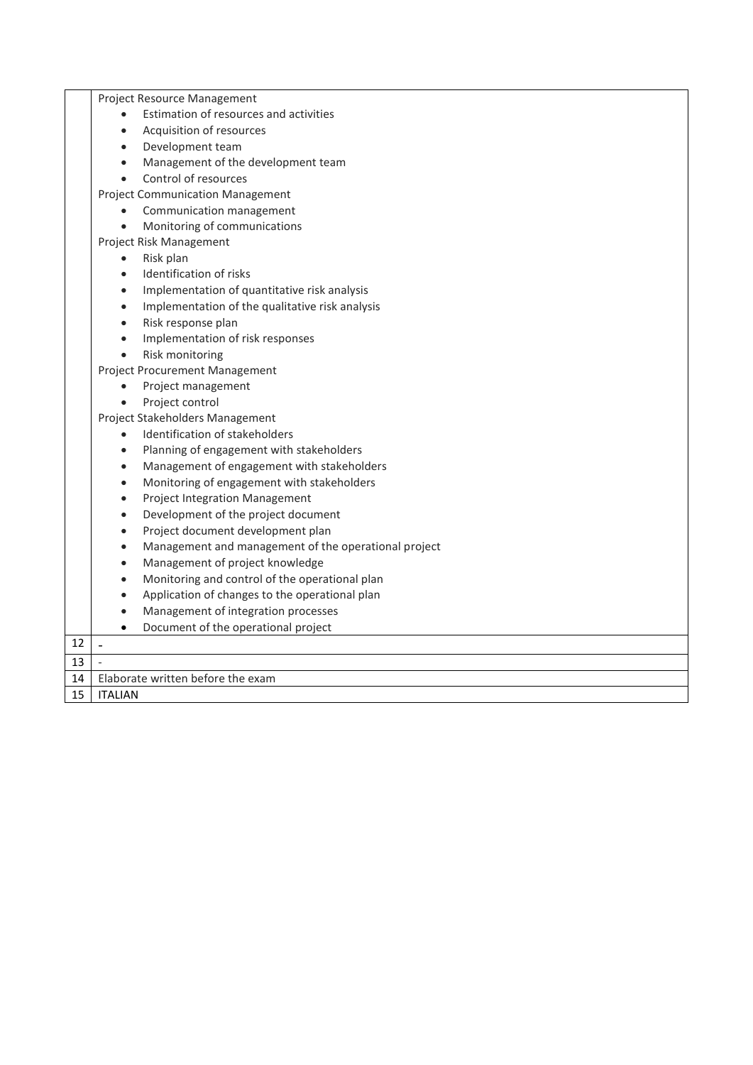| | |
|---|---|
| | Project Resource Management<br>• Estimation of resources and activities<br>• Acquisition of resources<br>• Development team<br>• Management of the development team<br>• Control of resources<br>Project Communication Management<br>• Communication management<br>• Monitoring of communications<br>Project Risk Management<br>• Risk plan<br>• Identification of risks<br>• Implementation of quantitative risk analysis<br>• Implementation of the qualitative risk analysis<br>• Risk response plan<br>• Implementation of risk responses<br>• Risk monitoring<br>Project Procurement Management<br>• Project management<br>• Project control<br>Project Stakeholders Management<br>• Identification of stakeholders<br>• Planning of engagement with stakeholders<br>• Management of engagement with stakeholders<br>• Monitoring of engagement with stakeholders<br>• Project Integration Management<br>• Development of the project document<br>• Project document development plan<br>• Management and management of the operational project<br>• Management of project knowledge<br>• Monitoring and control of the operational plan<br>• Application of changes to the operational plan<br>• Management of integration processes<br>• Document of the operational project |
| 12 | - |
| 13 | - |
| 14 | Elaborate written before the exam |
| 15 | ITALIAN |